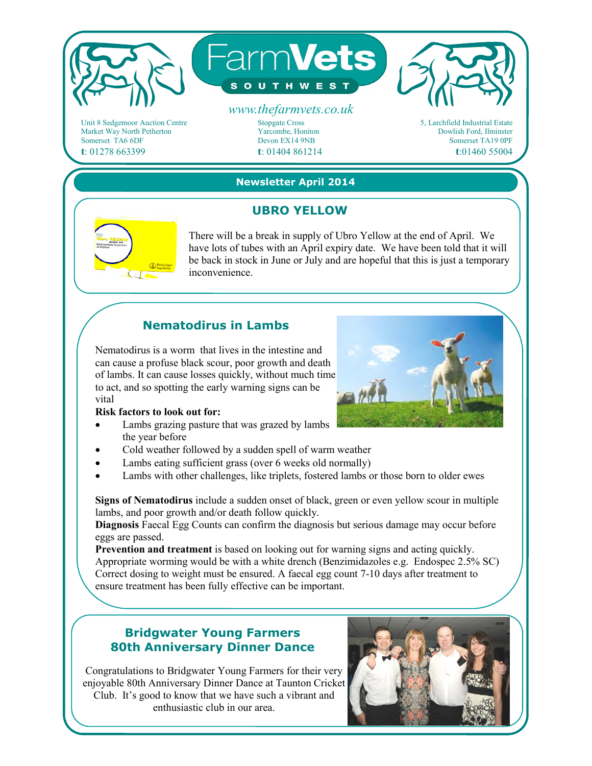# FarmVets SOUTHWEST

*www.thefarmvets.co.uk*

Unit 8 Sedgemoor Auction Centre
Market Way North Petherton
Somerset TA6 6DF
**t**: 01278 663399

Stopgate Cross
Yarcombe, Honiton
Devon EX14 9NB
**t**: 01404 861214

5, Larchfield Industrial Estate
Dowlish Ford, Ilminster
Somerset TA19 0PF
**t**:01460 55004

## Newsletter April 2014

### UBRO YELLOW

There will be a break in supply of Ubro Yellow at the end of April. We have lots of tubes with an April expiry date. We have been told that it will be back in stock in June or July and are hopeful that this is just a temporary inconvenience.

### Nematodirus in Lambs

Nematodirus is a worm that lives in the intestine and can cause a profuse black scour, poor growth and death of lambs. It can cause losses quickly, without much time to act, and so spotting the early warning signs can be vital

**Risk factors to look out for:**

- Lambs grazing pasture that was grazed by lambs the year before
- Cold weather followed by a sudden spell of warm weather
- Lambs eating sufficient grass (over 6 weeks old normally)
- Lambs with other challenges, like triplets, fostered lambs or those born to older ewes

**Signs of Nematodirus** include a sudden onset of black, green or even yellow scour in multiple lambs, and poor growth and/or death follow quickly.

**Diagnosis** Faecal Egg Counts can confirm the diagnosis but serious damage may occur before eggs are passed.

**Prevention and treatment** is based on looking out for warning signs and acting quickly. Appropriate worming would be with a white drench (Benzimidazoles e.g. Endospec 2.5% SC) Correct dosing to weight must be ensured. A faecal egg count 7-10 days after treatment to ensure treatment has been fully effective can be important.

### Bridgwater Young Farmers 80th Anniversary Dinner Dance

Congratulations to Bridgwater Young Farmers for their very enjoyable 80th Anniversary Dinner Dance at Taunton Cricket Club. It's good to know that we have such a vibrant and enthusiastic club in our area.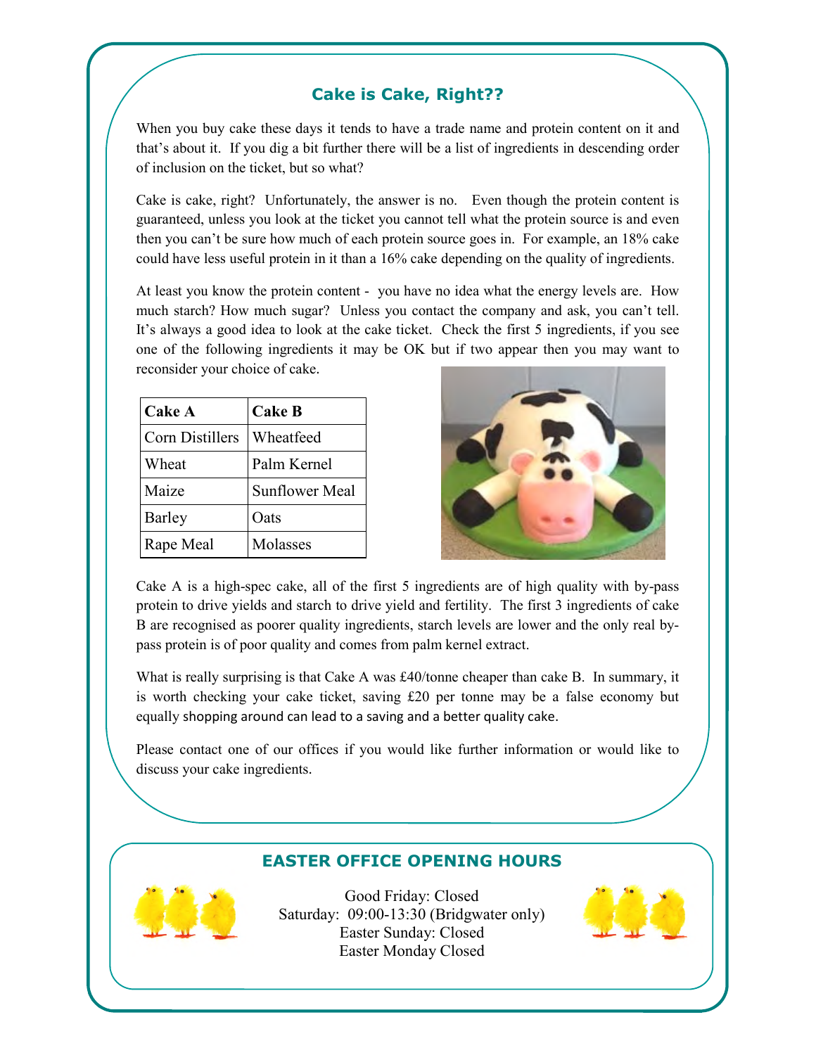## Cake is Cake, Right??

When you buy cake these days it tends to have a trade name and protein content on it and that's about it. If you dig a bit further there will be a list of ingredients in descending order of inclusion on the ticket, but so what?

Cake is cake, right? Unfortunately, the answer is no. Even though the protein content is guaranteed, unless you look at the ticket you cannot tell what the protein source is and even then you can't be sure how much of each protein source goes in. For example, an 18% cake could have less useful protein in it than a 16% cake depending on the quality of ingredients.

At least you know the protein content - you have no idea what the energy levels are. How much starch? How much sugar? Unless you contact the company and ask, you can't tell. It's always a good idea to look at the cake ticket. Check the first 5 ingredients, if you see one of the following ingredients it may be OK but if two appear then you may want to reconsider your choice of cake.

| Cake A | Cake B |
|---|---|
| Corn Distillers | Wheatfeed |
| Wheat | Palm Kernel |
| Maize | Sunflower Meal |
| Barley | Oats |
| Rape Meal | Molasses |

Cake A is a high-spec cake, all of the first 5 ingredients are of high quality with by-pass protein to drive yields and starch to drive yield and fertility. The first 3 ingredients of cake B are recognised as poorer quality ingredients, starch levels are lower and the only real by-pass protein is of poor quality and comes from palm kernel extract.

What is really surprising is that Cake A was £40/tonne cheaper than cake B. In summary, it is worth checking your cake ticket, saving £20 per tonne may be a false economy but equally shopping around can lead to a saving and a better quality cake.

Please contact one of our offices if you would like further information or would like to discuss your cake ingredients.

## EASTER OFFICE OPENING HOURS

Good Friday: Closed
Saturday: 09:00-13:30 (Bridgwater only)
Easter Sunday: Closed
Easter Monday Closed